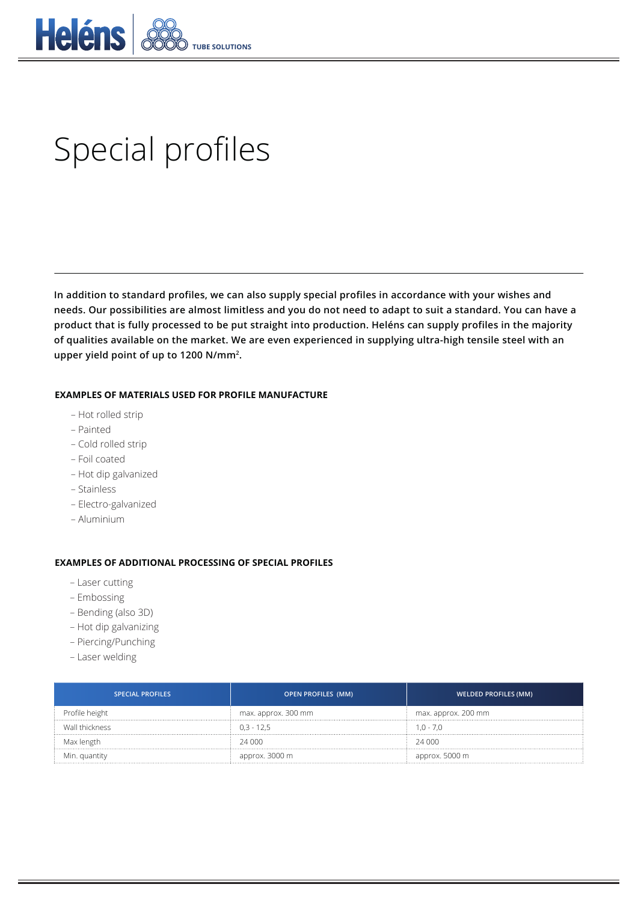# Special profiles

**In addition to standard profiles, we can also supply special profiles in accordance with your wishes and needs. Our possibilities are almost limitless and you do not need to adapt to suit a standard. You can have a product that is fully processed to be put straight into production. Heléns can supply profiles in the majority of qualities available on the market. We are even experienced in supplying ultra-high tensile steel with an upper yield point of up to 1200 N/mm².**

### EXAMPLES OF MATERIALS USED FOR PROFILE MANUFACTURE

- Hot rolled strip
- Painted
- Cold rolled strip
- Foil coated
- Hot dip galvanized
- Stainless
- Electro-galvanized
- Aluminium

### EXAMPLES OF ADDITIONAL PROCESSING OF SPECIAL PROFILES

- Laser cutting
- Embossing
- Bending (also 3D)
- Hot dip galvanizing
- Piercing/Punching
- Laser welding

| SPECIAL PROFILES | OPEN PROFILES (MM) | WELDED PROFILES (MM) |
|---|---|---|
| Profile height | max. approx. 300 mm | max. approx. 200 mm |
| Wall thickness | 0,3 - 12,5 | 1,0 - 7,0 |
| Max length | 24 000 | 24 000 |
| Min. quantity | approx. 3000 m | approx. 5000 m |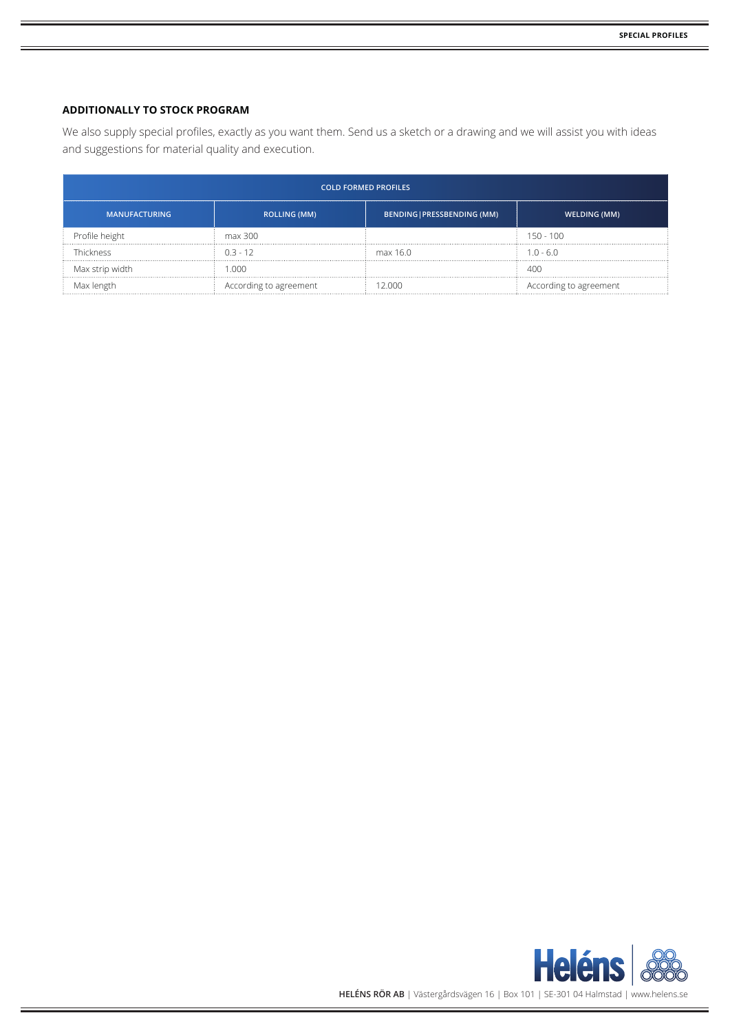### ADDITIONALLY TO STOCK PROGRAM

We also supply special profiles, exactly as you want them. Send us a sketch or a drawing and we will assist you with ideas and suggestions for material quality and execution.

| COLD FORMED PROFILES | | | |
|---|---|---|---|
| MANUFACTURING | ROLLING (MM) | BENDING\|PRESSBENDING (MM) | WELDING (MM) |
| Profile height | max 300 | | 150 - 100 |
| Thickness | 0.3 - 12 | max 16.0 | 1.0 - 6.0 |
| Max strip width | 1.000 | | 400 |
| Max length | According to agreement | 12.000 | According to agreement |

**HELÉNS RÖR AB** | Västergårdsvägen 16 | Box 101 | SE-301 04 Halmstad | www.helens.se